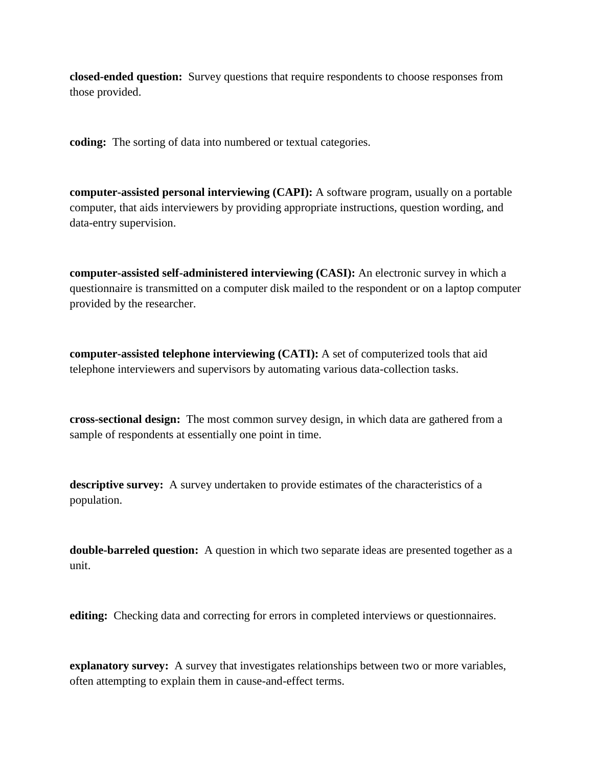**closed-ended question:** Survey questions that require respondents to choose responses from those provided.

**coding:** The sorting of data into numbered or textual categories.

**computer-assisted personal interviewing (CAPI):** A software program, usually on a portable computer, that aids interviewers by providing appropriate instructions, question wording, and data-entry supervision.

**computer-assisted self-administered interviewing (CASI):** An electronic survey in which a questionnaire is transmitted on a computer disk mailed to the respondent or on a laptop computer provided by the researcher.

**computer-assisted telephone interviewing (CATI):** A set of computerized tools that aid telephone interviewers and supervisors by automating various data-collection tasks.

**cross-sectional design:** The most common survey design, in which data are gathered from a sample of respondents at essentially one point in time.

**descriptive survey:** A survey undertaken to provide estimates of the characteristics of a population.

**double-barreled question:** A question in which two separate ideas are presented together as a unit.

**editing:** Checking data and correcting for errors in completed interviews or questionnaires.

**explanatory survey:** A survey that investigates relationships between two or more variables, often attempting to explain them in cause-and-effect terms.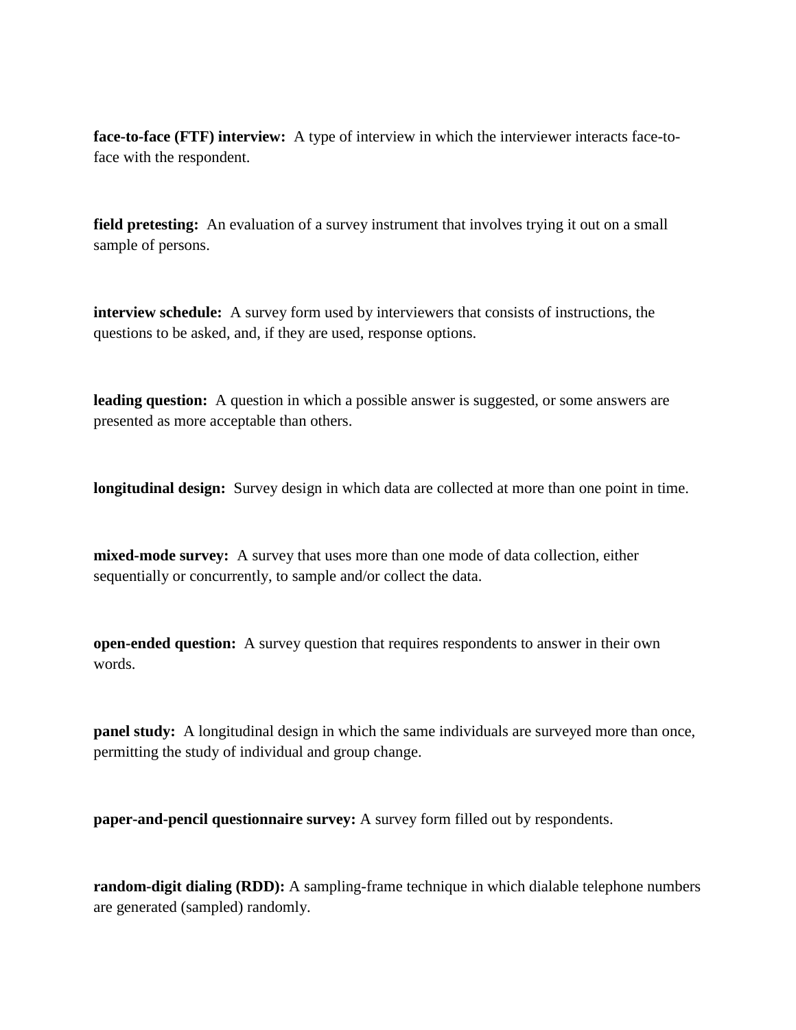**face-to-face (FTF) interview:** A type of interview in which the interviewer interacts face-to-face with the respondent.

**field pretesting:** An evaluation of a survey instrument that involves trying it out on a small sample of persons.

**interview schedule:** A survey form used by interviewers that consists of instructions, the questions to be asked, and, if they are used, response options.

**leading question:** A question in which a possible answer is suggested, or some answers are presented as more acceptable than others.

**longitudinal design:** Survey design in which data are collected at more than one point in time.

**mixed-mode survey:** A survey that uses more than one mode of data collection, either sequentially or concurrently, to sample and/or collect the data.

**open-ended question:** A survey question that requires respondents to answer in their own words.

**panel study:** A longitudinal design in which the same individuals are surveyed more than once, permitting the study of individual and group change.

**paper-and-pencil questionnaire survey:** A survey form filled out by respondents.

**random-digit dialing (RDD):** A sampling-frame technique in which dialable telephone numbers are generated (sampled) randomly.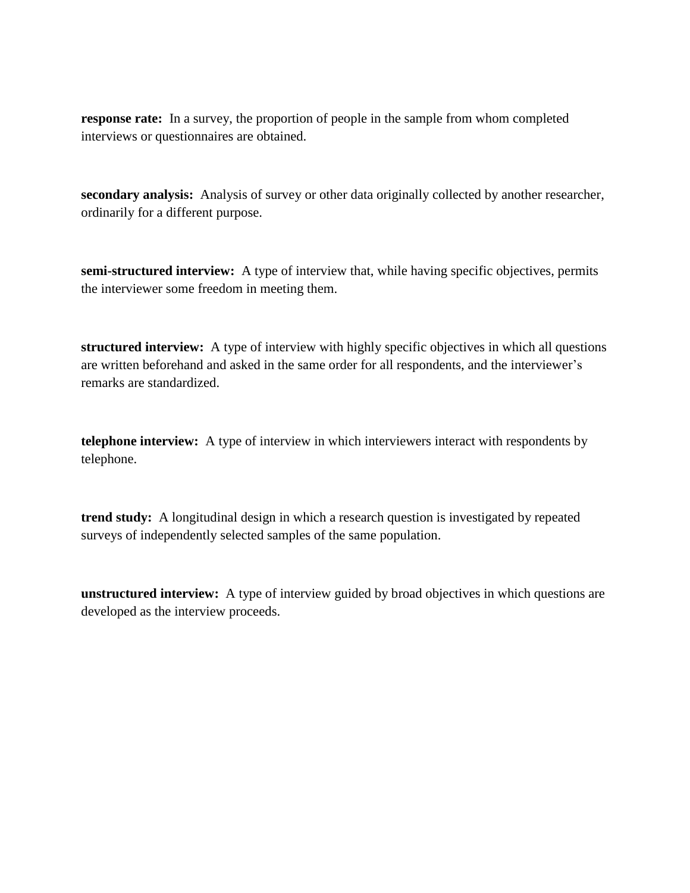**response rate:** In a survey, the proportion of people in the sample from whom completed interviews or questionnaires are obtained.

**secondary analysis:** Analysis of survey or other data originally collected by another researcher, ordinarily for a different purpose.

**semi-structured interview:** A type of interview that, while having specific objectives, permits the interviewer some freedom in meeting them.

**structured interview:** A type of interview with highly specific objectives in which all questions are written beforehand and asked in the same order for all respondents, and the interviewer's remarks are standardized.

**telephone interview:** A type of interview in which interviewers interact with respondents by telephone.

**trend study:** A longitudinal design in which a research question is investigated by repeated surveys of independently selected samples of the same population.

**unstructured interview:** A type of interview guided by broad objectives in which questions are developed as the interview proceeds.